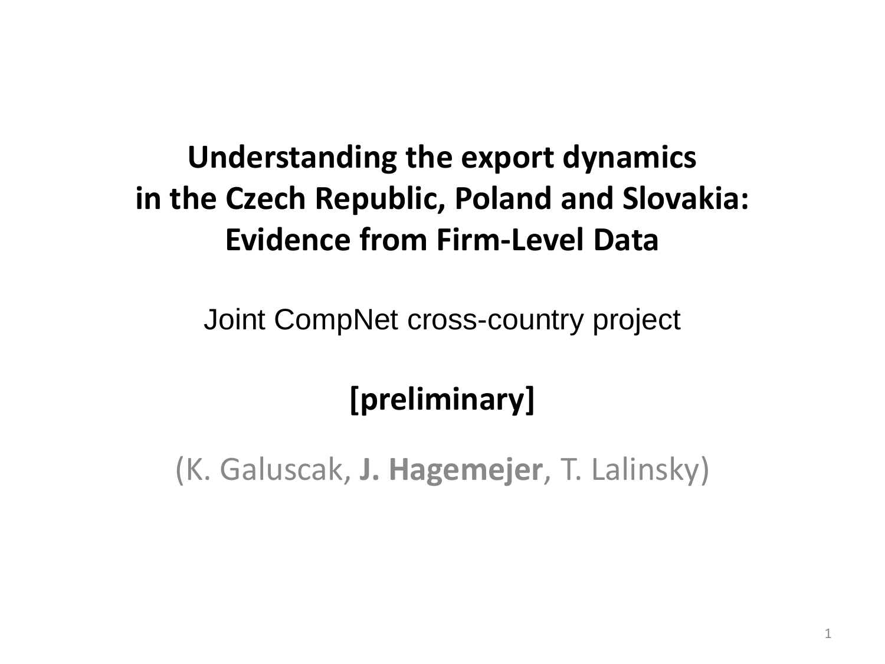# Understanding the export dynamics in the Czech Republic, Poland and Slovakia: Evidence from Firm-Level Data

Joint CompNet cross-country project

**[preliminary]**

(K. Galuscak, **J. Hagemejer**, T. Lalinsky)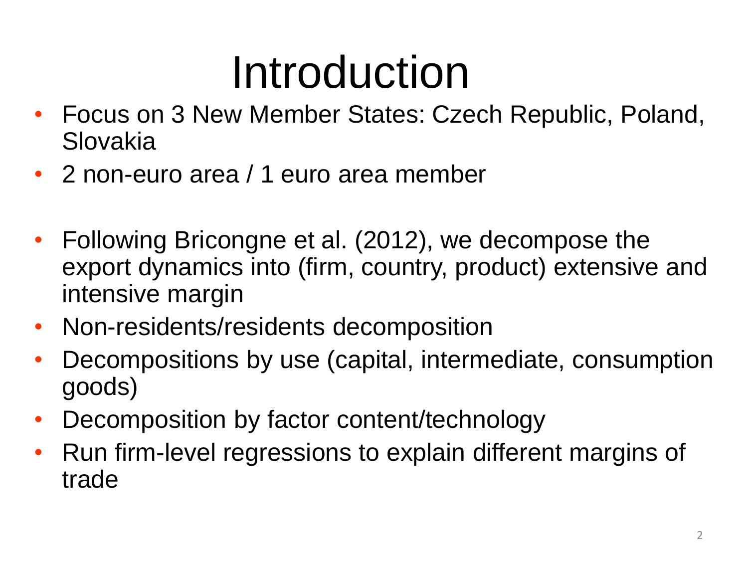# Introduction

- Focus on 3 New Member States: Czech Republic, Poland, Slovakia
- 2 non-euro area / 1 euro area member

- Following Bricongne et al. (2012), we decompose the export dynamics into (firm, country, product) extensive and intensive margin
- Non-residents/residents decomposition
- Decompositions by use (capital, intermediate, consumption goods)
- Decomposition by factor content/technology
- Run firm-level regressions to explain different margins of trade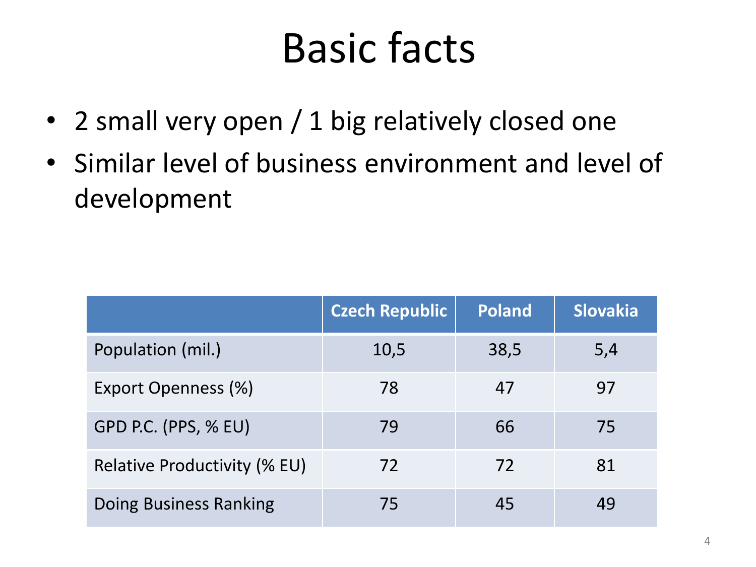# Basic facts

- 2 small very open / 1 big relatively closed one
- Similar level of business environment and level of development

| | Czech Republic | Poland | Slovakia |
|---|---|---|---|
| Population (mil.) | 10,5 | 38,5 | 5,4 |
| Export Openness (%) | 78 | 47 | 97 |
| GPD P.C. (PPS, % EU) | 79 | 66 | 75 |
| Relative Productivity (% EU) | 72 | 72 | 81 |
| Doing Business Ranking | 75 | 45 | 49 |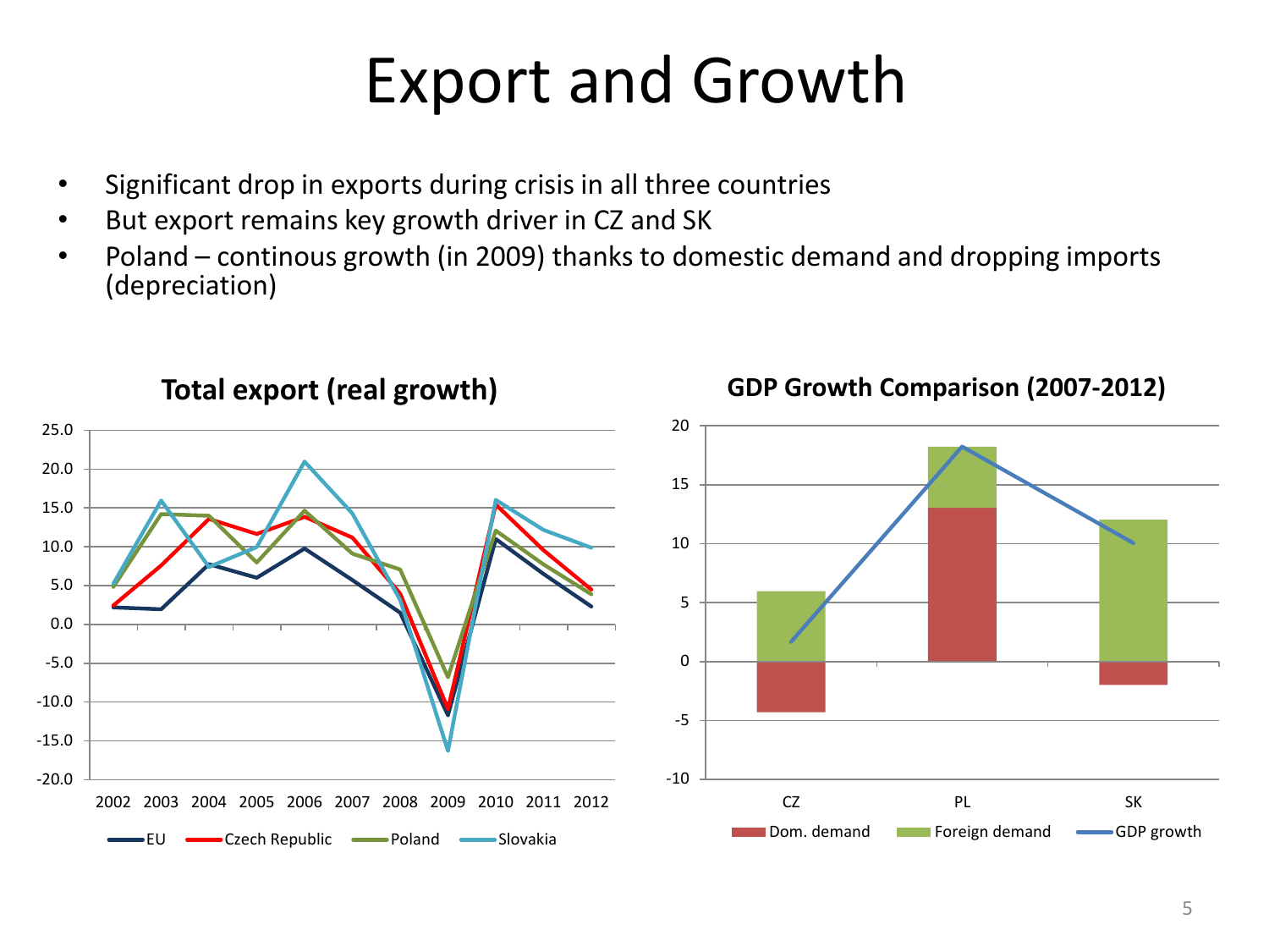# Export and Growth

- Significant drop in exports during crisis in all three countries
- But export remains key growth driver in CZ and SK
- Poland – continous growth (in 2009) thanks to domestic demand and dropping imports (depreciation)

**Total export (real growth)**

**GDP Growth Comparison (2007-2012)**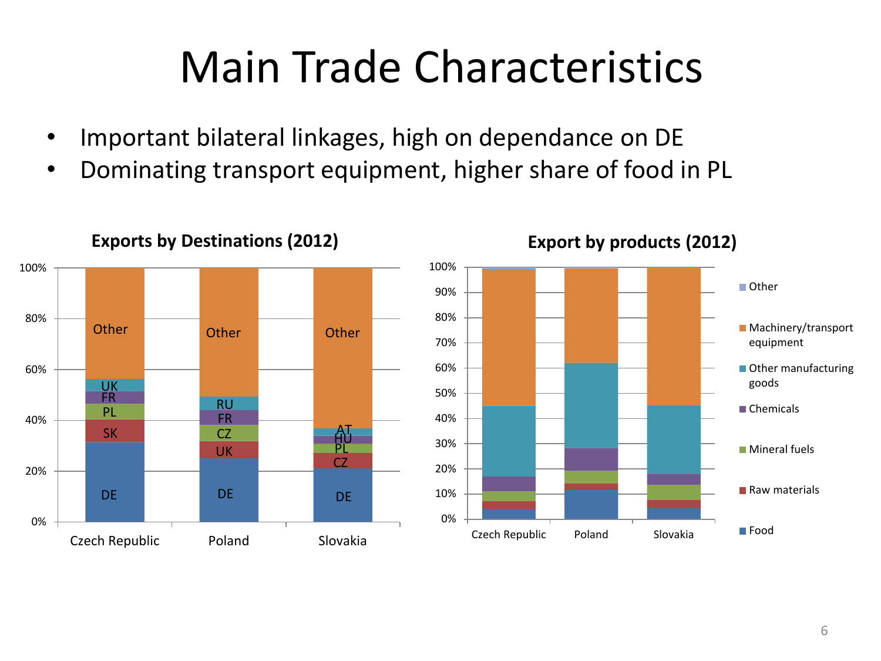# Main Trade Characteristics

- Important bilateral linkages, high on dependance on DE
- Dominating transport equipment, higher share of food in PL

**Exports by Destinations (2012)**

**Export by products (2012)**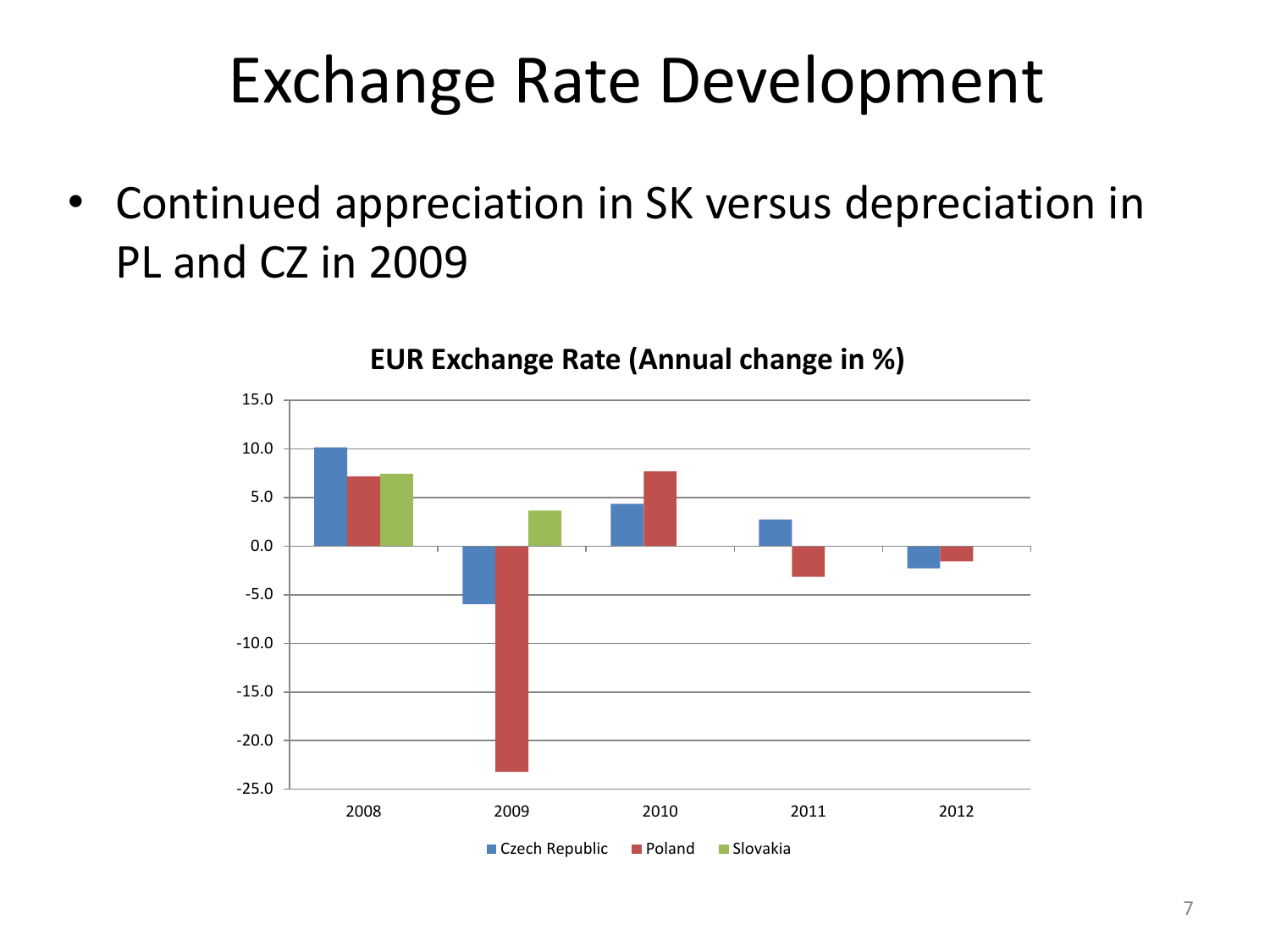# Exchange Rate Development

- Continued appreciation in SK versus depreciation in PL and CZ in 2009

**EUR Exchange Rate (Annual change in %)**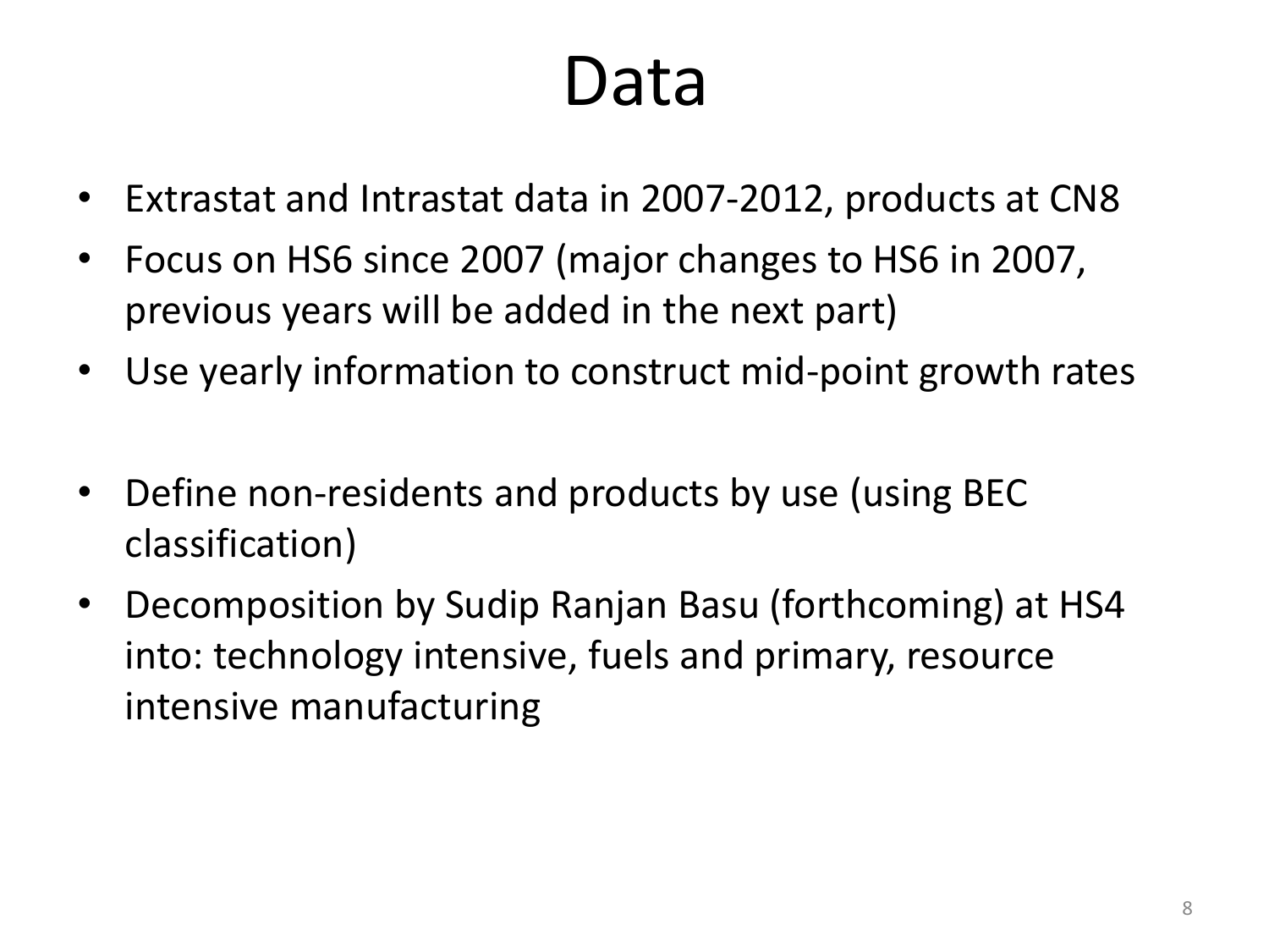# Data

- Extrastat and Intrastat data in 2007-2012, products at CN8
- Focus on HS6 since 2007 (major changes to HS6 in 2007, previous years will be added in the next part)
- Use yearly information to construct mid-point growth rates

- Define non-residents and products by use (using BEC classification)
- Decomposition by Sudip Ranjan Basu (forthcoming) at HS4 into: technology intensive, fuels and primary, resource intensive manufacturing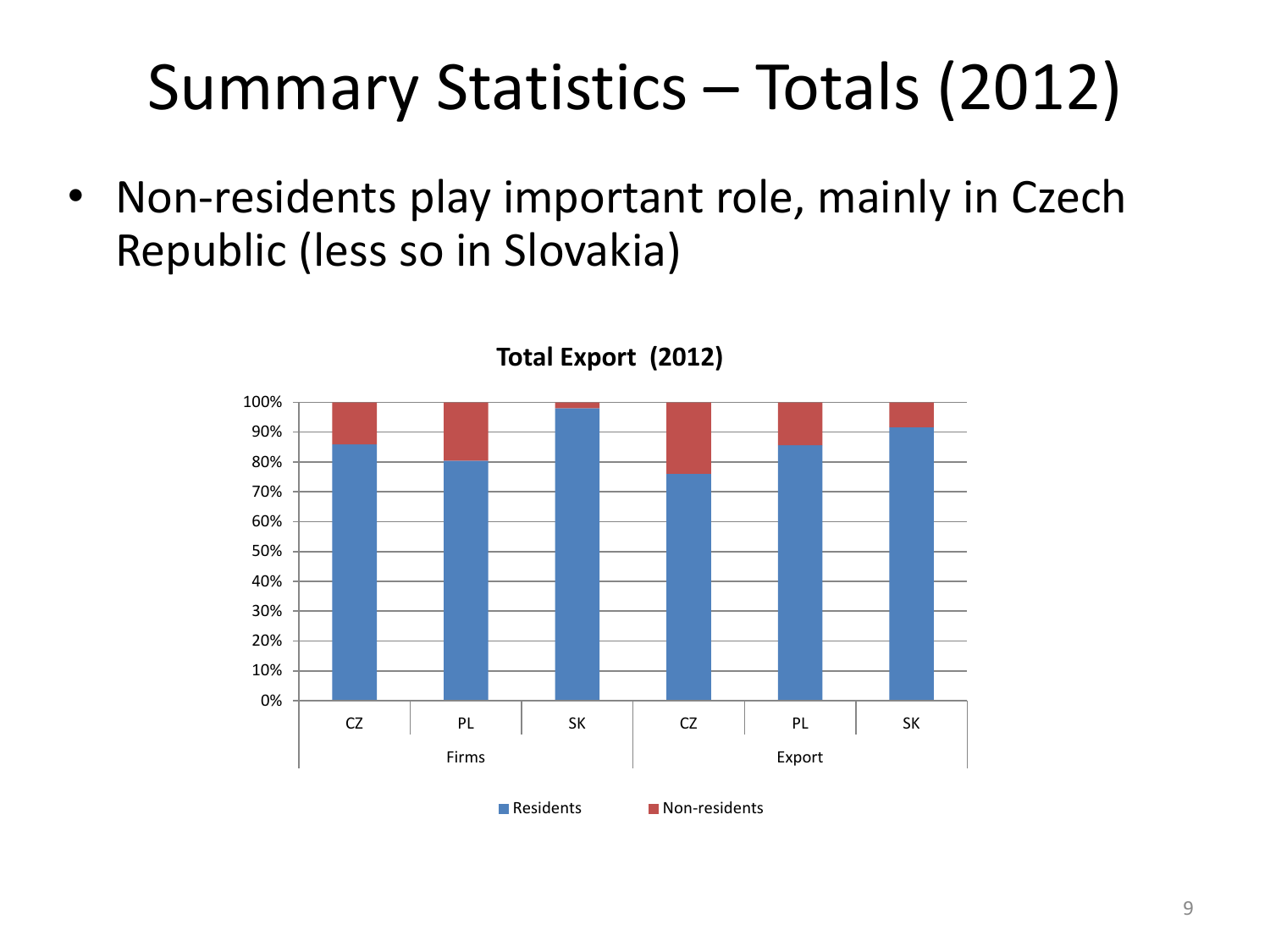# Summary Statistics – Total (2012)

- Non-residents play important role, mainly in Czech Republic (less so in Slovakia)

**Total Export (2012)**

100%
90%
80%
70%
60%
50%
40%
30%
20%
10%
0%

CZ PL SK CZ PL SK

Firms Export

Residents Non-residents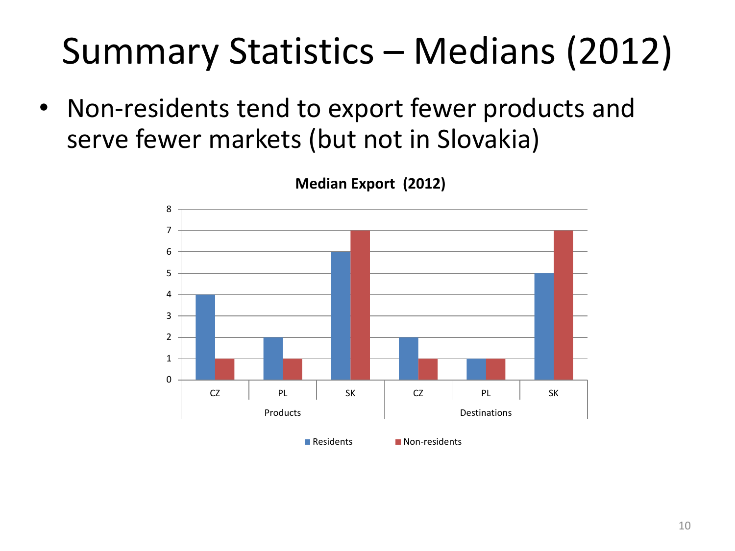# Summary Statistics – Medians (2012)

- Non-residents tend to export fewer products and serve fewer markets (but not in Slovakia)

**Median Export (2012)**

| | | Residents | Non-residents |
|---|---|---|---|
| Products | CZ | 4 | 1 |
| | PL | 2 | 1 |
| | SK | 6 | 7 |
| Destinations | CZ | 2 | 1 |
| | PL | 1 | 1 |
| | SK | 5 | 7 |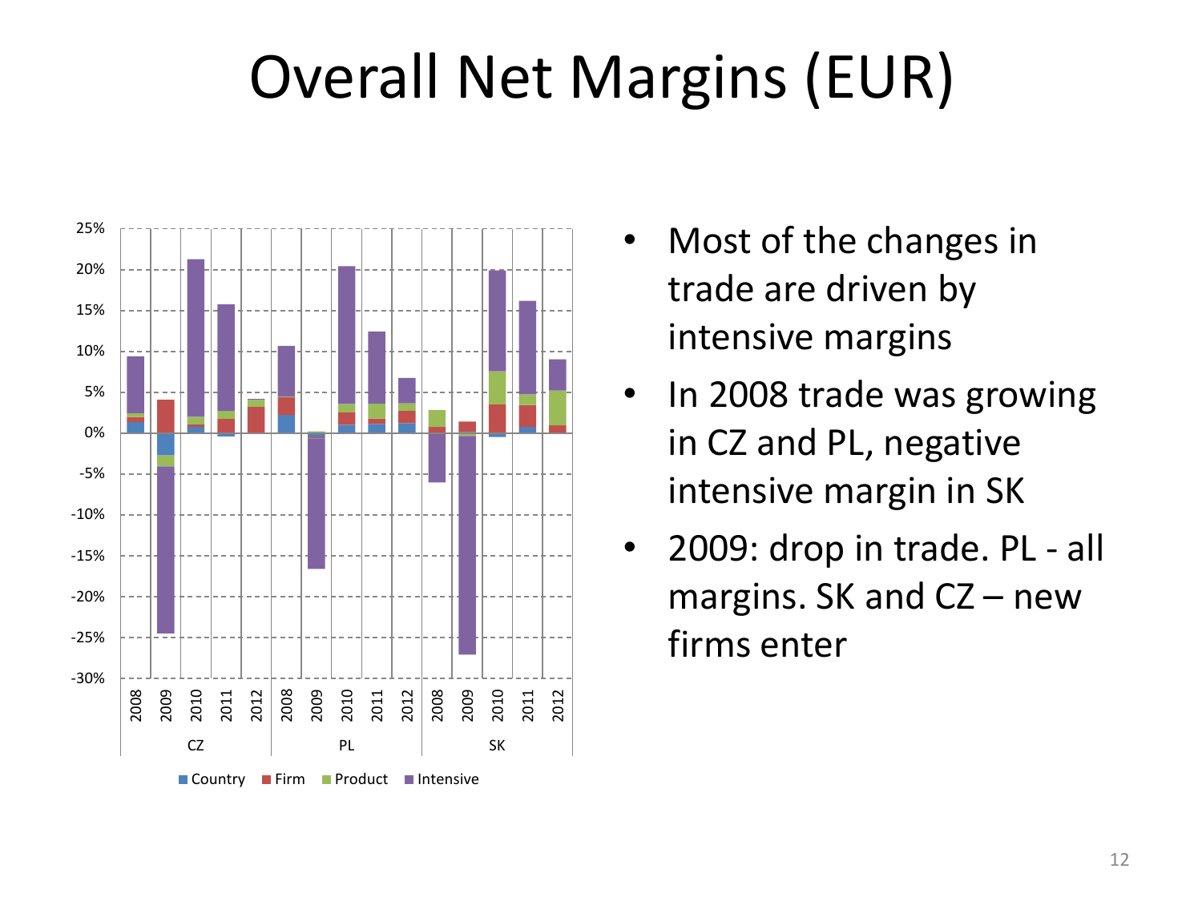# Overall Net Margins (EUR)

- Most of the changes in trade are driven by intensive margins
- In 2008 trade was growing in CZ and PL, negative intensive margin in SK
- 2009: drop in trade. PL - all margins. SK and CZ – new firms enter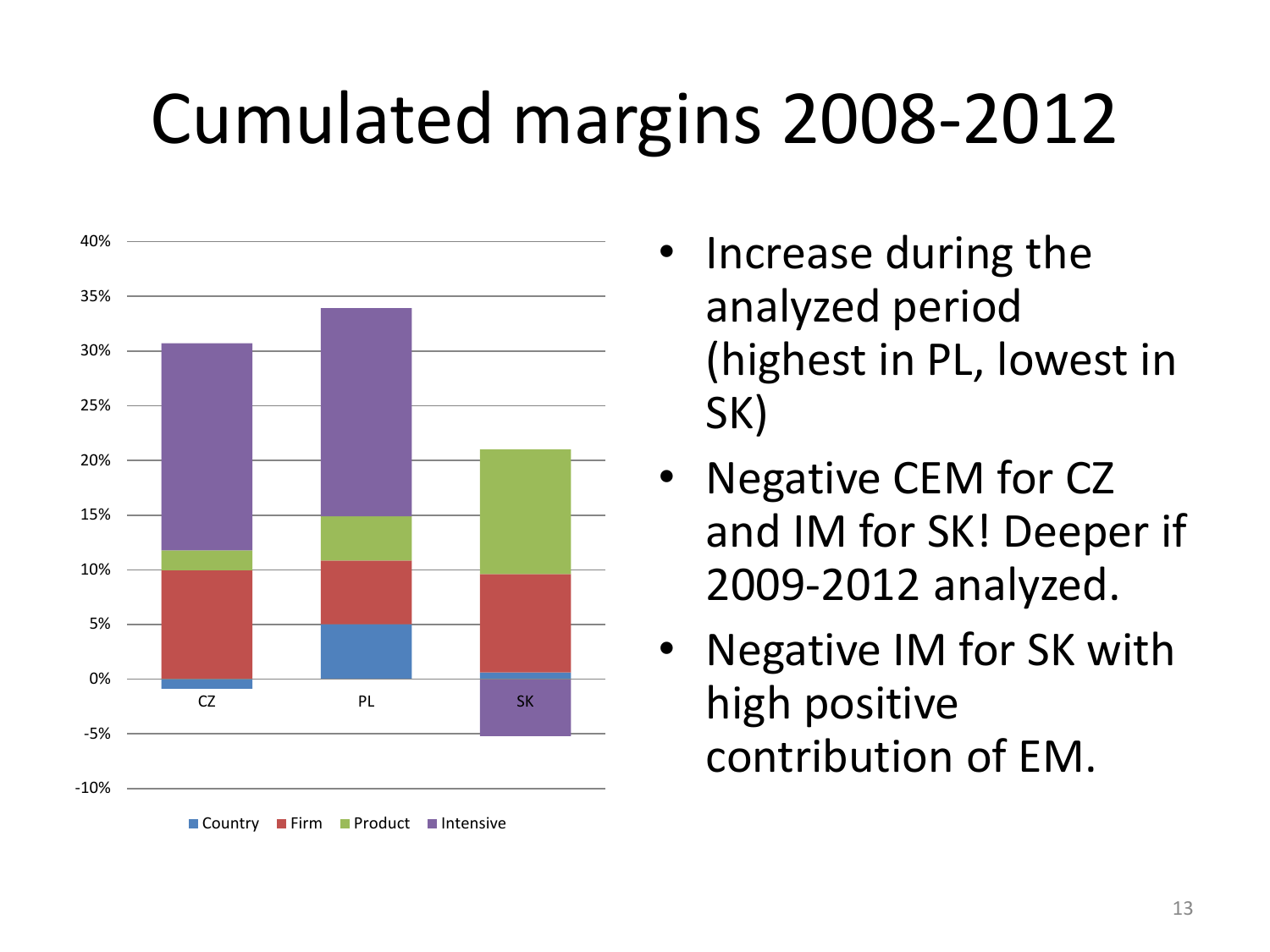# Cumulated margins 2008-2012

- Increase during the analyzed period (highest in PL, lowest in SK)
- Negative CEM for CZ and IM for SK! Deeper if 2009-2012 analyzed.
- Negative IM for SK with high positive contribution of EM.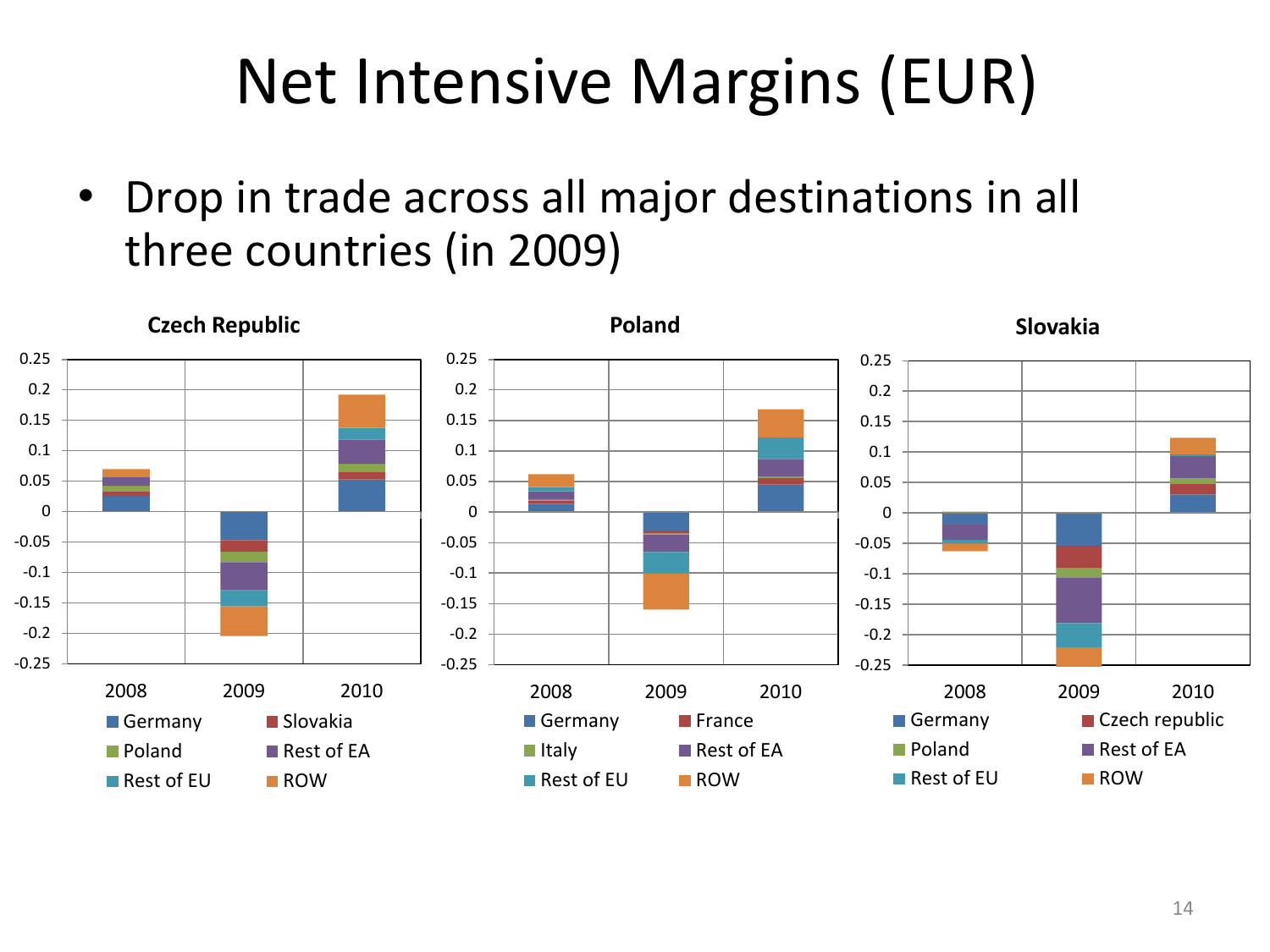# Net Intensive Margins (EUR)

- Drop in trade across all major destinations in all three countries (in 2009)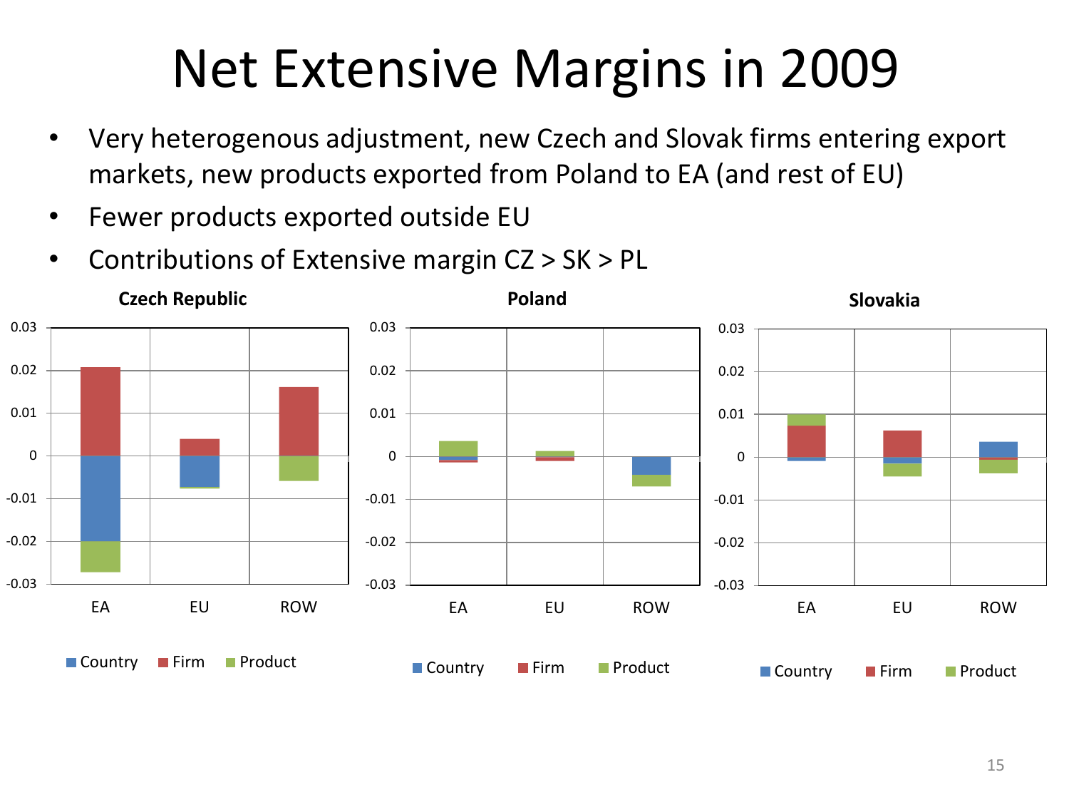# Net Extensive Margins in 2009

- Very heterogenous adjustment, new Czech and Slovak firms entering export markets, new products exported from Poland to EA (and rest of EU)
- Fewer products exported outside EU
- Contributions of Extensive margin CZ > SK > PL

**Czech Republic**

**Poland**

**Slovakia**

Country Firm Product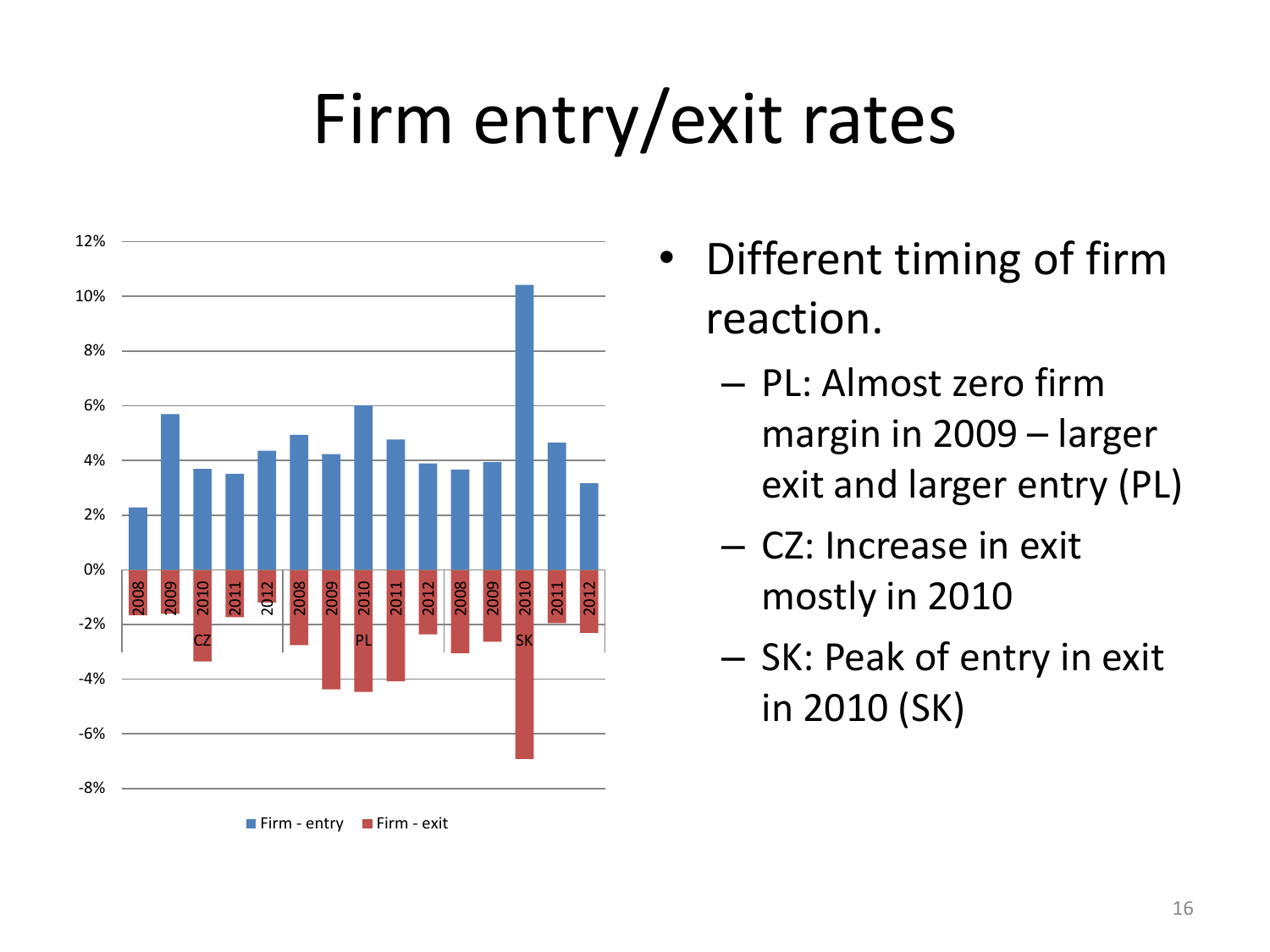# Firm entry/exit rates

- Different timing of firm reaction.
  - PL: Almost zero firm margin in 2009 – larger exit and larger entry (PL)
  - CZ: Increase in exit mostly in 2010
  - SK: Peak of entry in exit in 2010 (SK)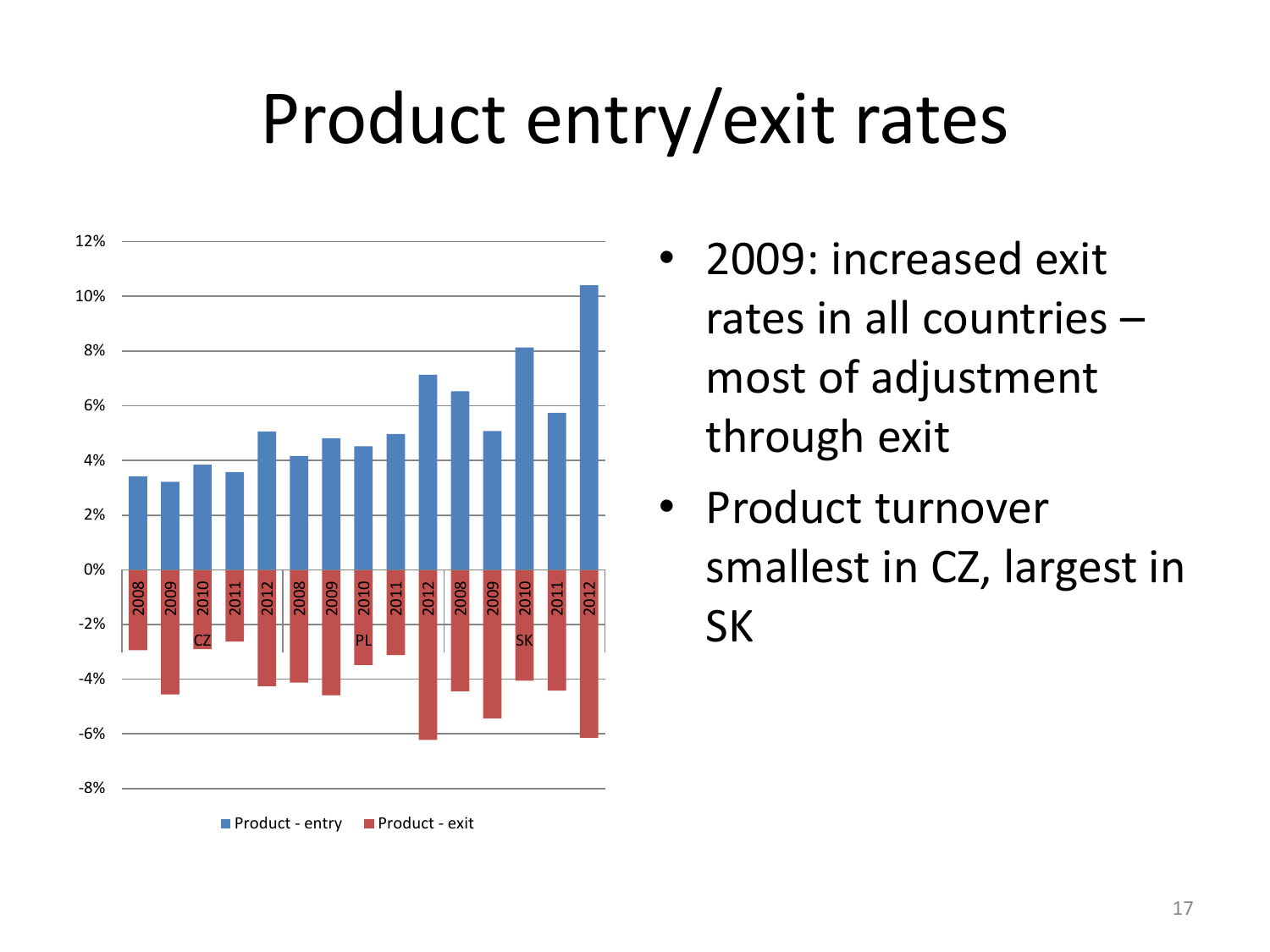# Product entry/exit rates

- 2009: increased exit rates in all countries – most of adjustment through exit
- Product turnover smallest in CZ, largest in SK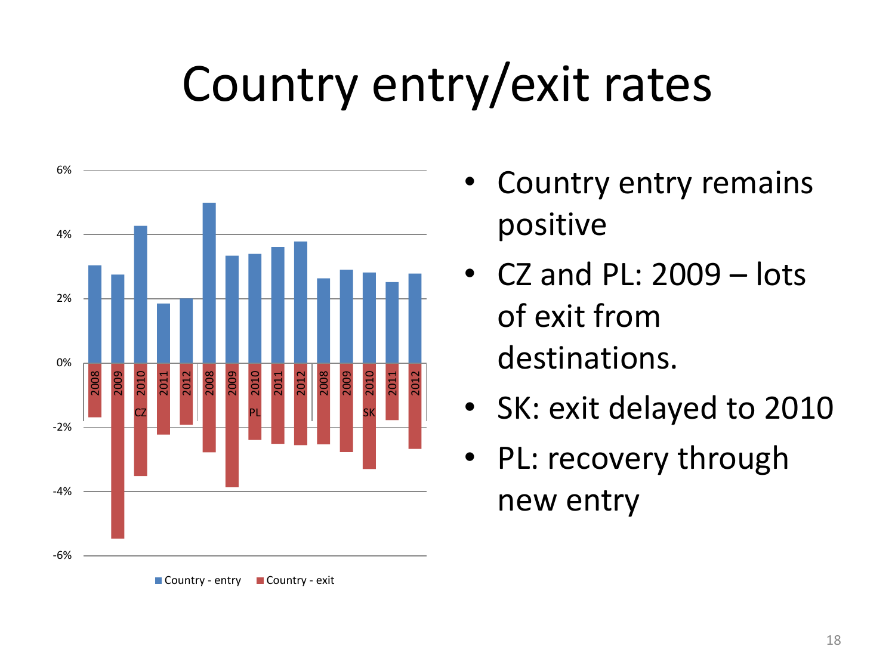# Country entry/exit rates

- Country entry remains positive
- CZ and PL: 2009 – lots of exit from destinations.
- SK: exit delayed to 2010
- PL: recovery through new entry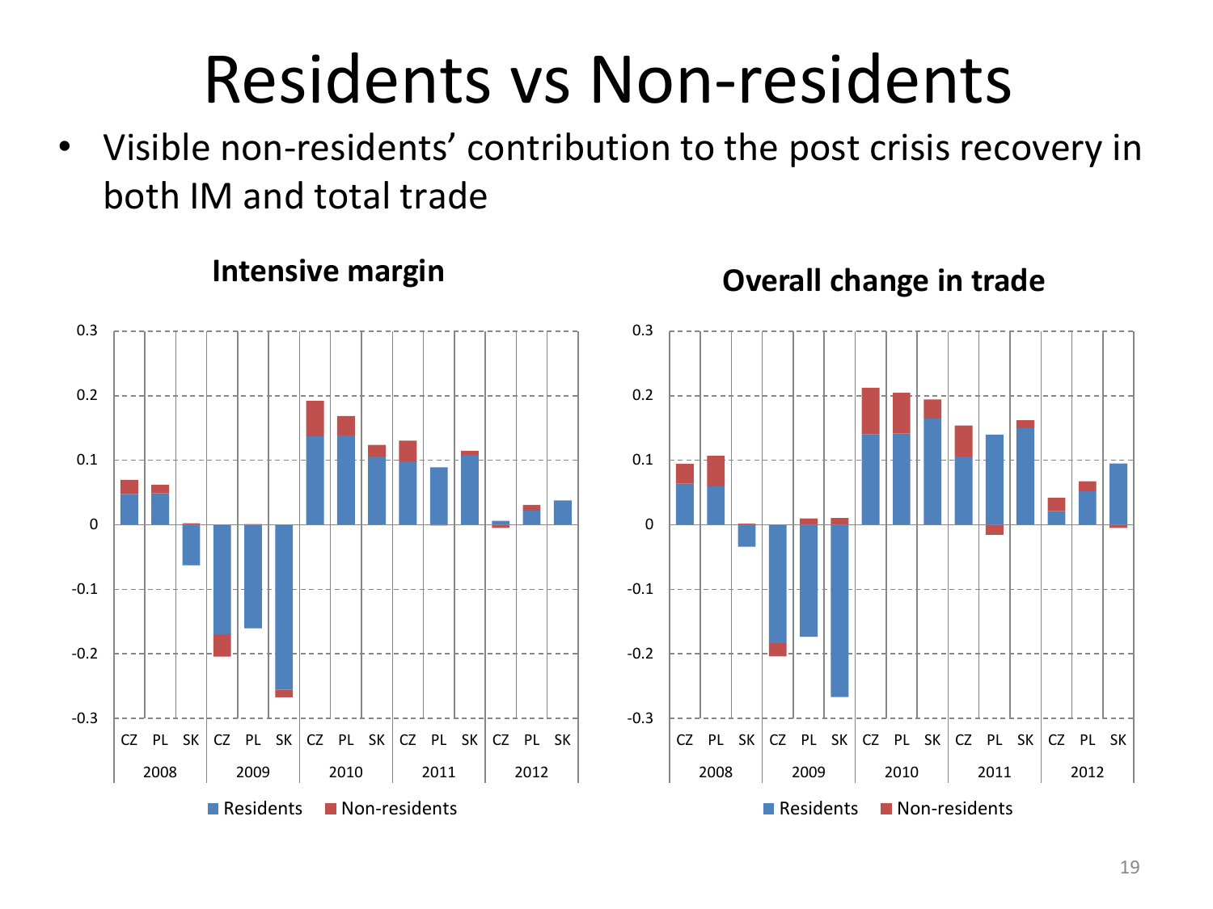# Residents vs Non-residents

- Visible non-residents' contribution to the post crisis recovery in both IM and total trade

**Intensive margin**

**Overall change in trade**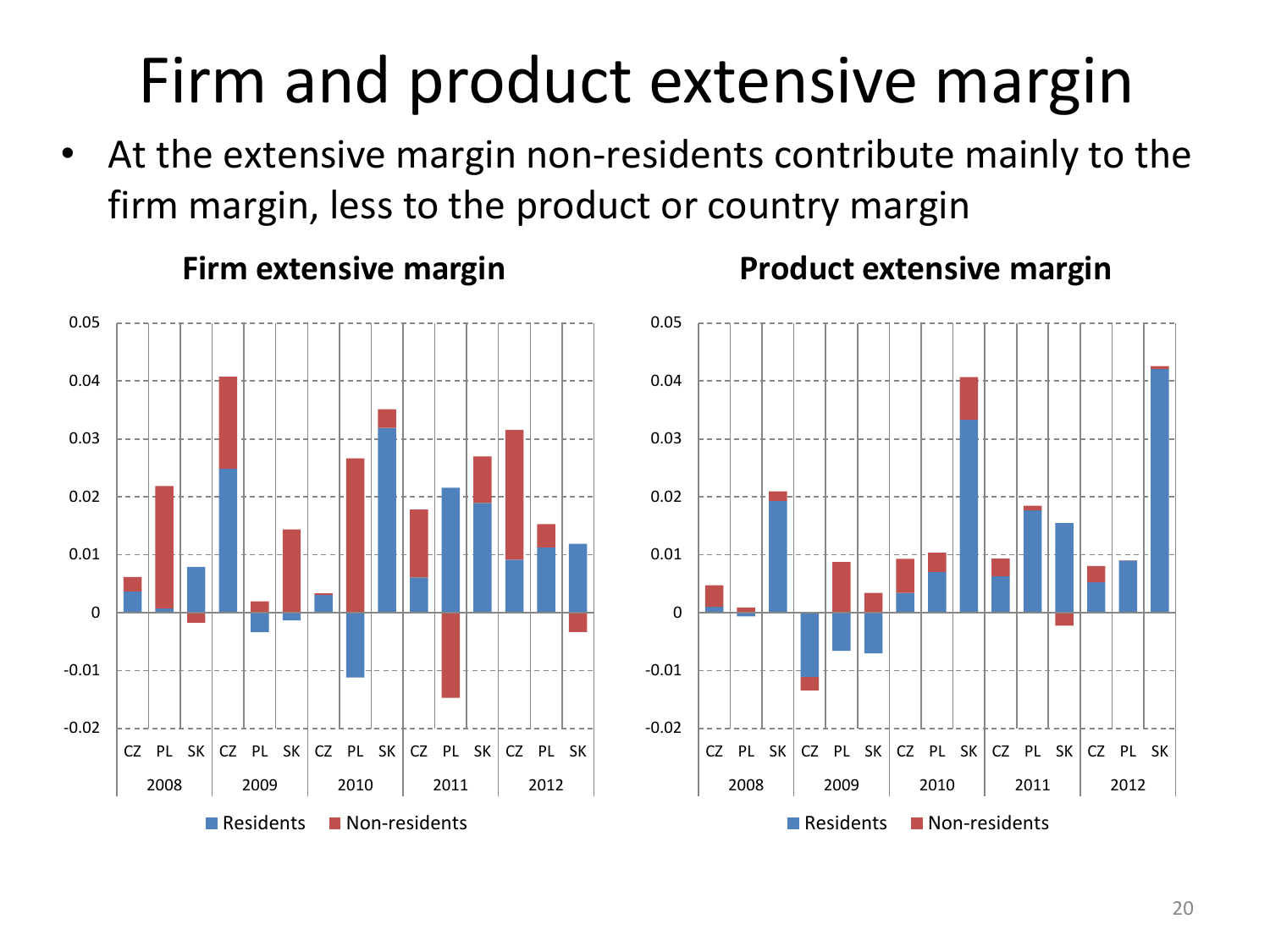# Firm and product extensive margin

- At the extensive margin non-residents contribute mainly to the firm margin, less to the product or country margin

**Firm extensive margin**

**Product extensive margin**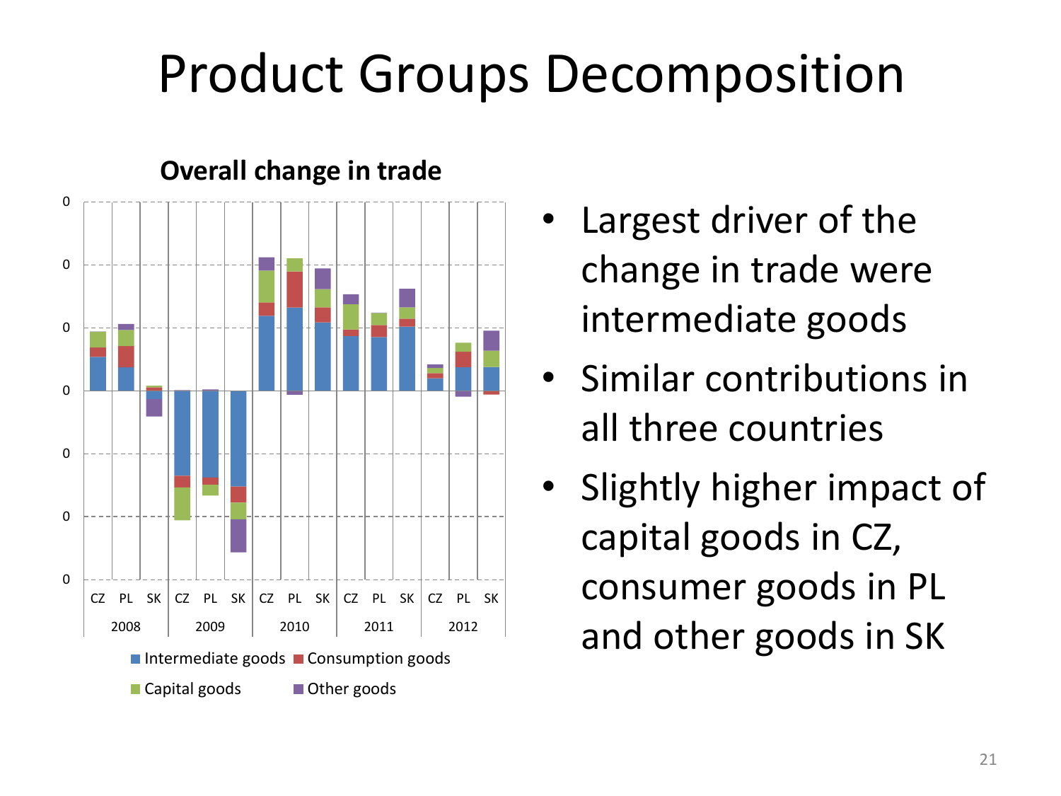# Product Groups Decomposition

**Overall change in trade**

- Largest driver of the change in trade were intermediate goods
- Similar contributions in all three countries
- Slightly higher impact of capital goods in CZ, consumer goods in PL and other goods in SK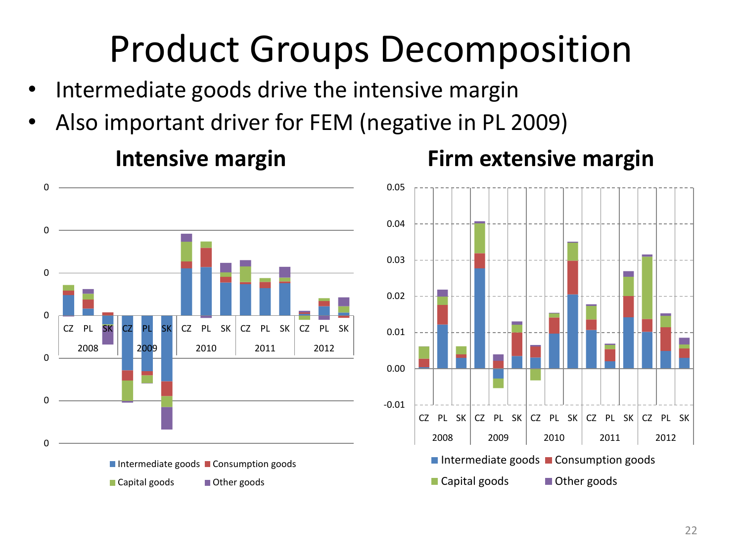# Product Groups Decomposition

- Intermediate goods drive the intensive margin
- Also important driver for FEM (negative in PL 2009)

**Intensive margin**

0
0
0
0
0
0
0

CZ PL SK CZ PL SK CZ PL SK CZ PL SK CZ PL SK
2008 2009 2010 2011 2012

Intermediate goods, Consumption goods, Capital goods, Other goods

**Firm extensive margin**

0.05
0.04
0.03
0.02
0.01
0.00
-0.01

CZ PL SK CZ PL SK CZ PL SK CZ PL SK CZ PL SK
2008 2009 2010 2011 2012

Intermediate goods, Consumption goods, Capital goods, Other goods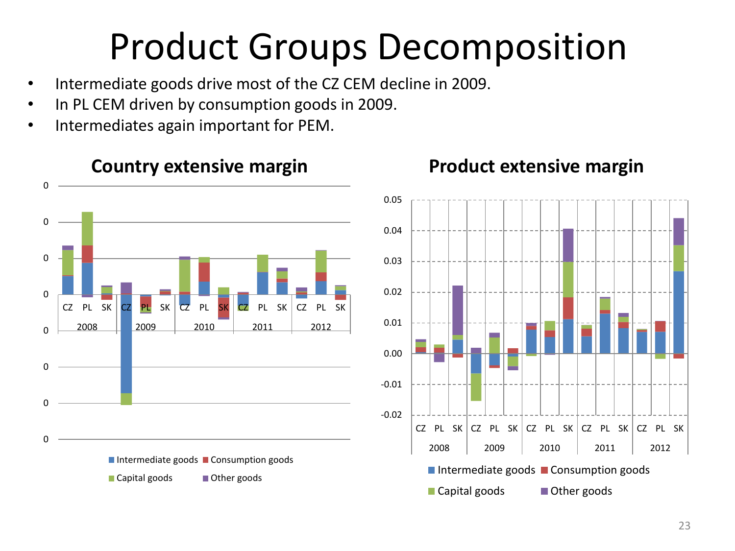# Product Groups Decomposition

- Intermediate goods drive most of the CZ CEM decline in 2009.
- In PL CEM driven by consumption goods in 2009.
- Intermediates again important for PEM.

**Country extensive margin**

**Product extensive margin**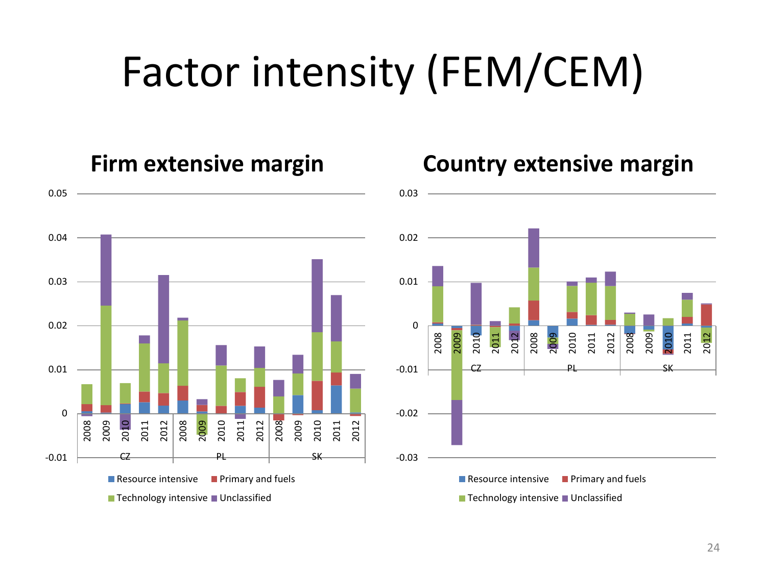# Factor intensity (FEM/CEM)

## Firm extensive margin

## Country extensive margin

Resource intensive | Primary and fuels | Technology intensive | Unclassified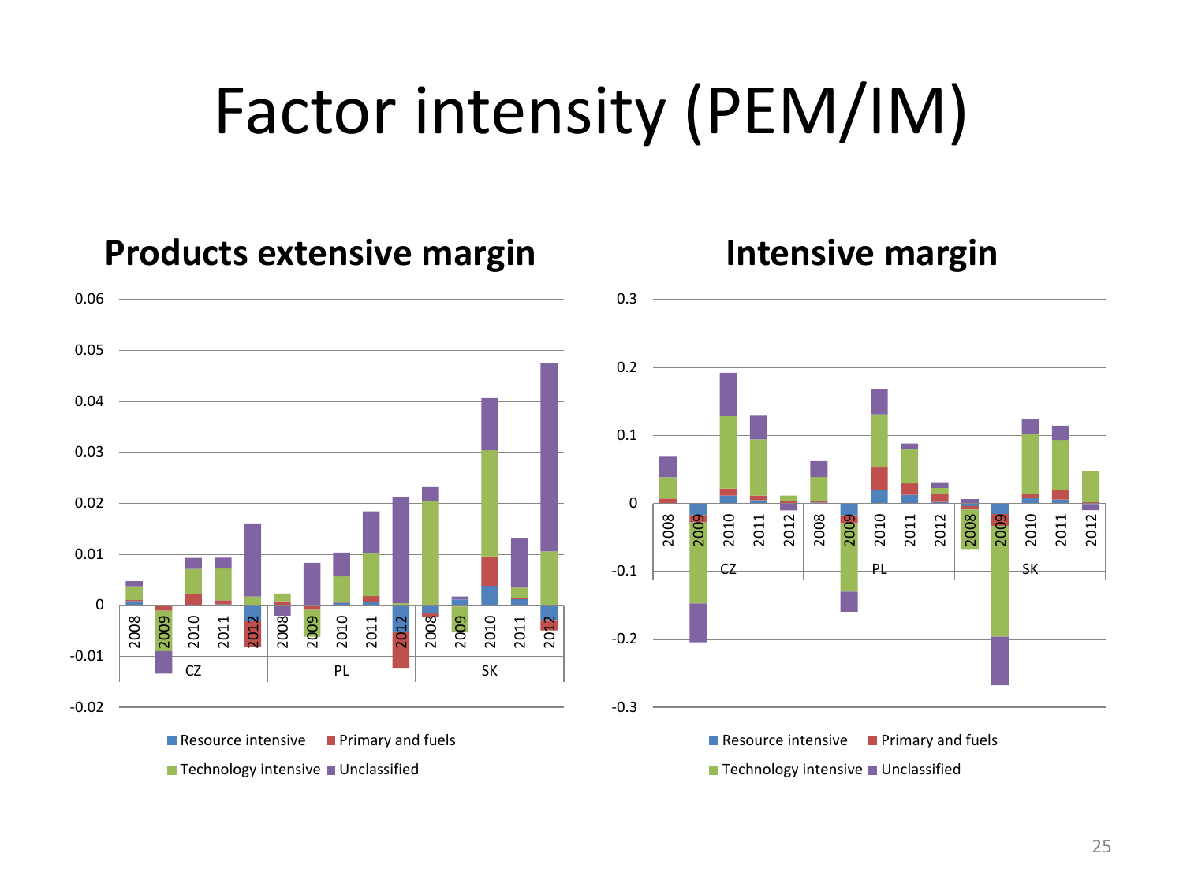# Factor intensity (PEM/IM)

## Products extensive margin

## Intensive margin

Resource intensive | Primary and fuels | Technology intensive | Unclassified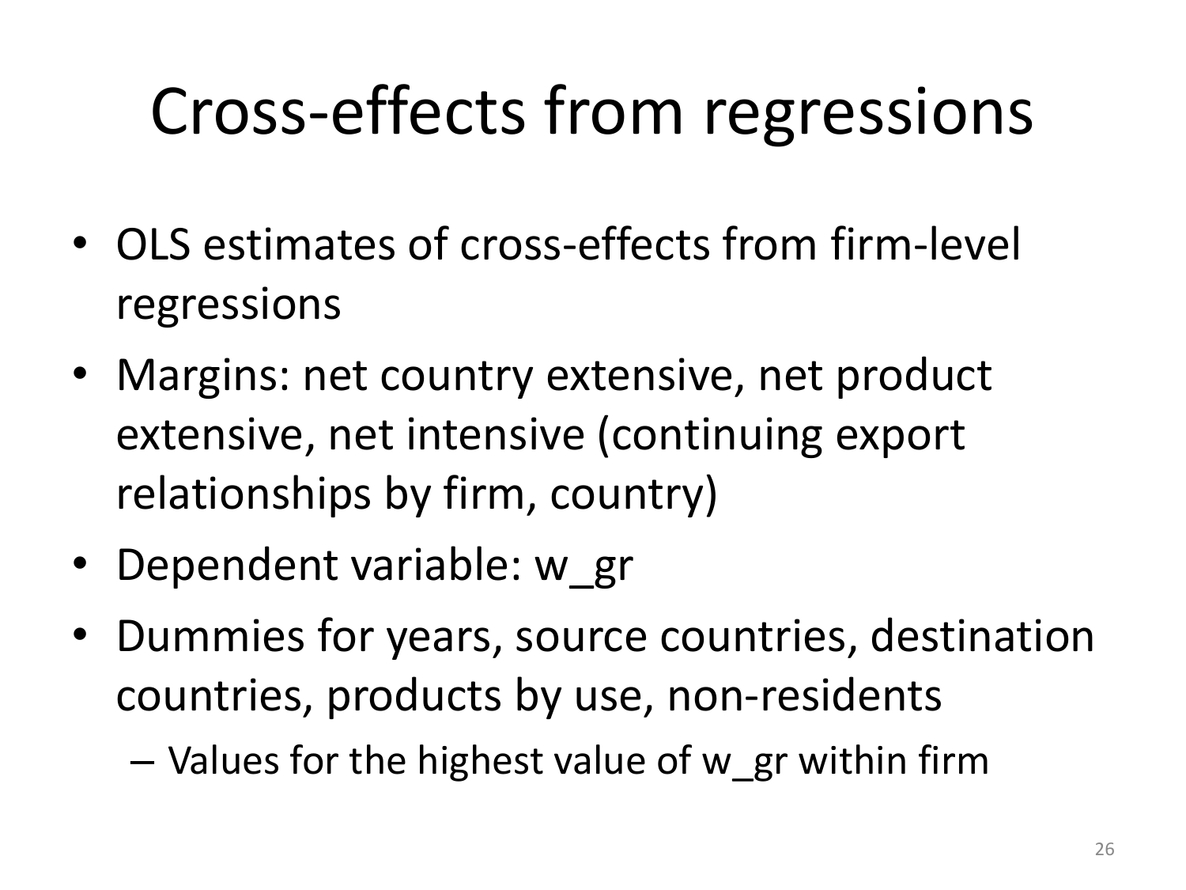# Cross-effects from regressions

- OLS estimates of cross-effects from firm-level regressions
- Margins: net country extensive, net product extensive, net intensive (continuing export relationships by firm, country)
- Dependent variable: w_gr
- Dummies for years, source countries, destination countries, products by use, non-residents
  - Values for the highest value of w_gr within firm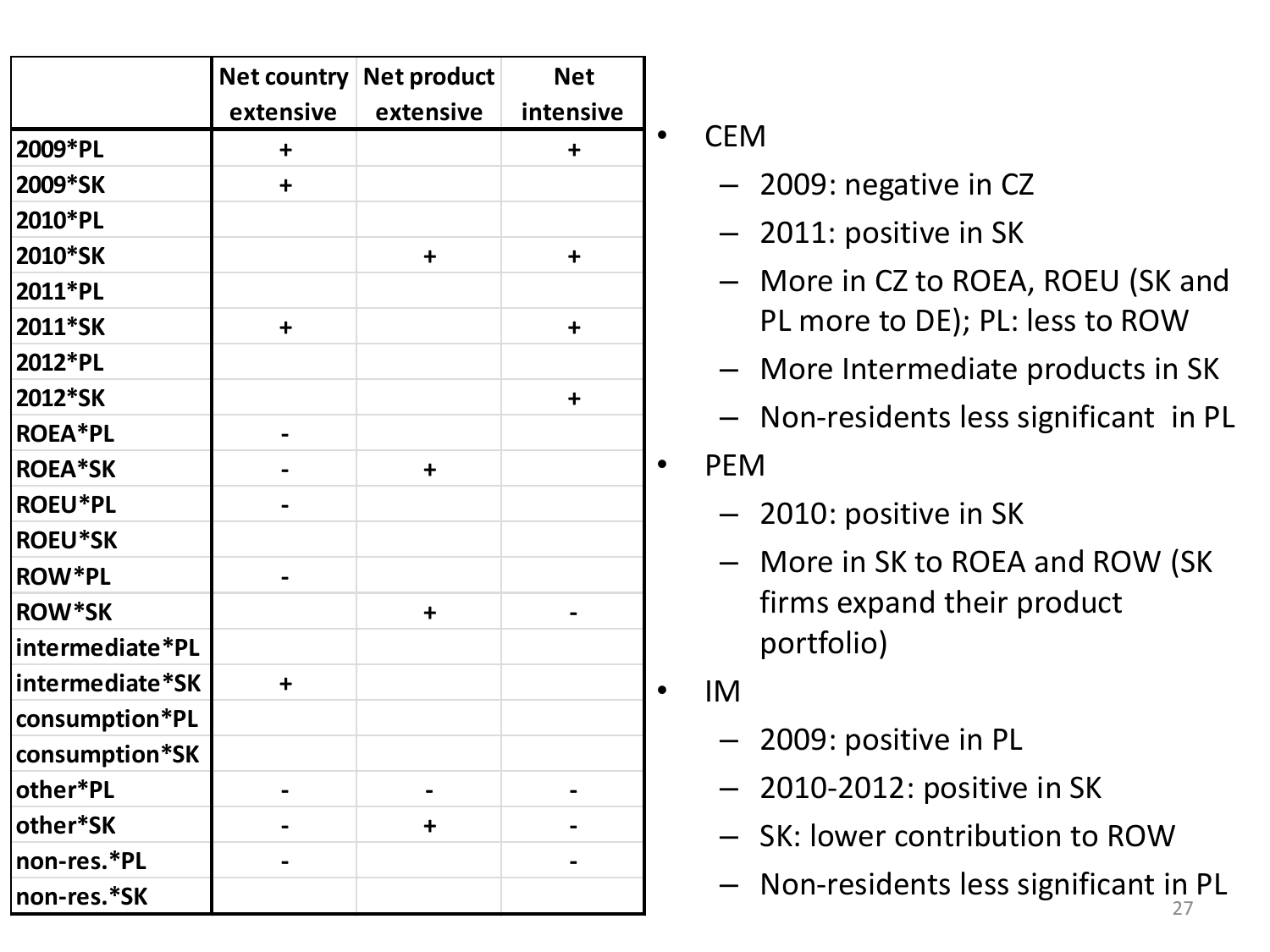| | Net country extensive | Net product extensive | Net intensive |
|---|---|---|---|
| 2009*PL | + | | + |
| 2009*SK | + | | |
| 2010*PL | | | |
| 2010*SK | | + | + |
| 2011*PL | | | |
| 2011*SK | + | | + |
| 2012*PL | | | |
| 2012*SK | | | + |
| ROEA*PL | - | | |
| ROEA*SK | - | + | |
| ROEU*PL | - | | |
| ROEU*SK | | | |
| ROW*PL | - | | |
| ROW*SK | | + | - |
| intermediate*PL | | | |
| intermediate*SK | + | | |
| consumption*PL | | | |
| consumption*SK | | | |
| other*PL | - | - | - |
| other*SK | - | + | - |
| non-res.*PL | - | | - |
| non-res.*SK | | | |

- CEM
  - 2009: negative in CZ
  - 2011: positive in SK
  - More in CZ to ROEA, ROEU (SK and PL more to DE); PL: less to ROW
  - More Intermediate products in SK
  - Non-residents less significant in PL
- PEM
  - 2010: positive in SK
  - More in SK to ROEA and ROW (SK firms expand their product portfolio)
- IM
  - 2009: positive in PL
  - 2010-2012: positive in SK
  - SK: lower contribution to ROW
  - Non-residents less significant in PL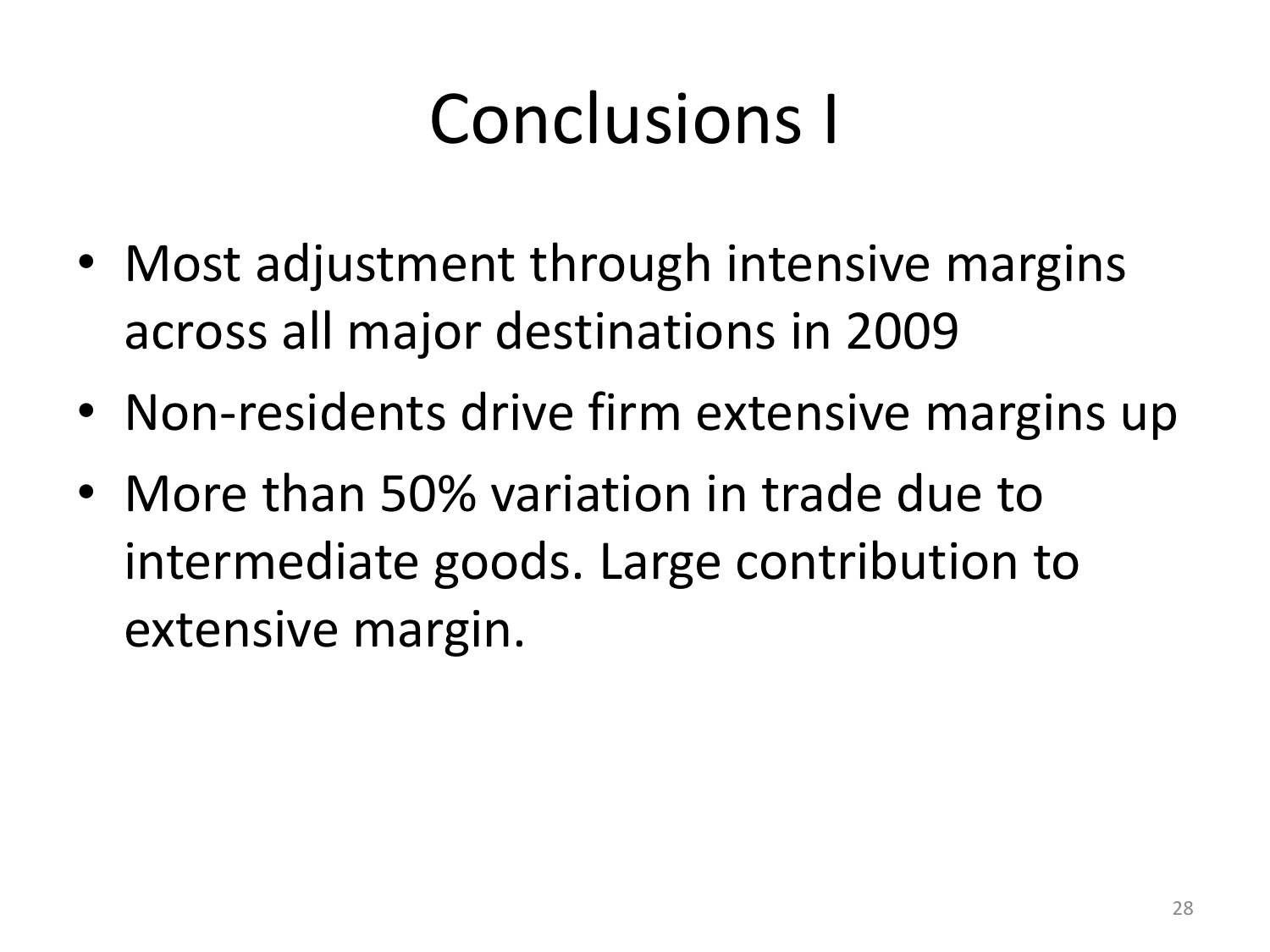# Conclusions I

- Most adjustment through intensive margins across all major destinations in 2009
- Non-residents drive firm extensive margins up
- More than 50% variation in trade due to intermediate goods. Large contribution to extensive margin.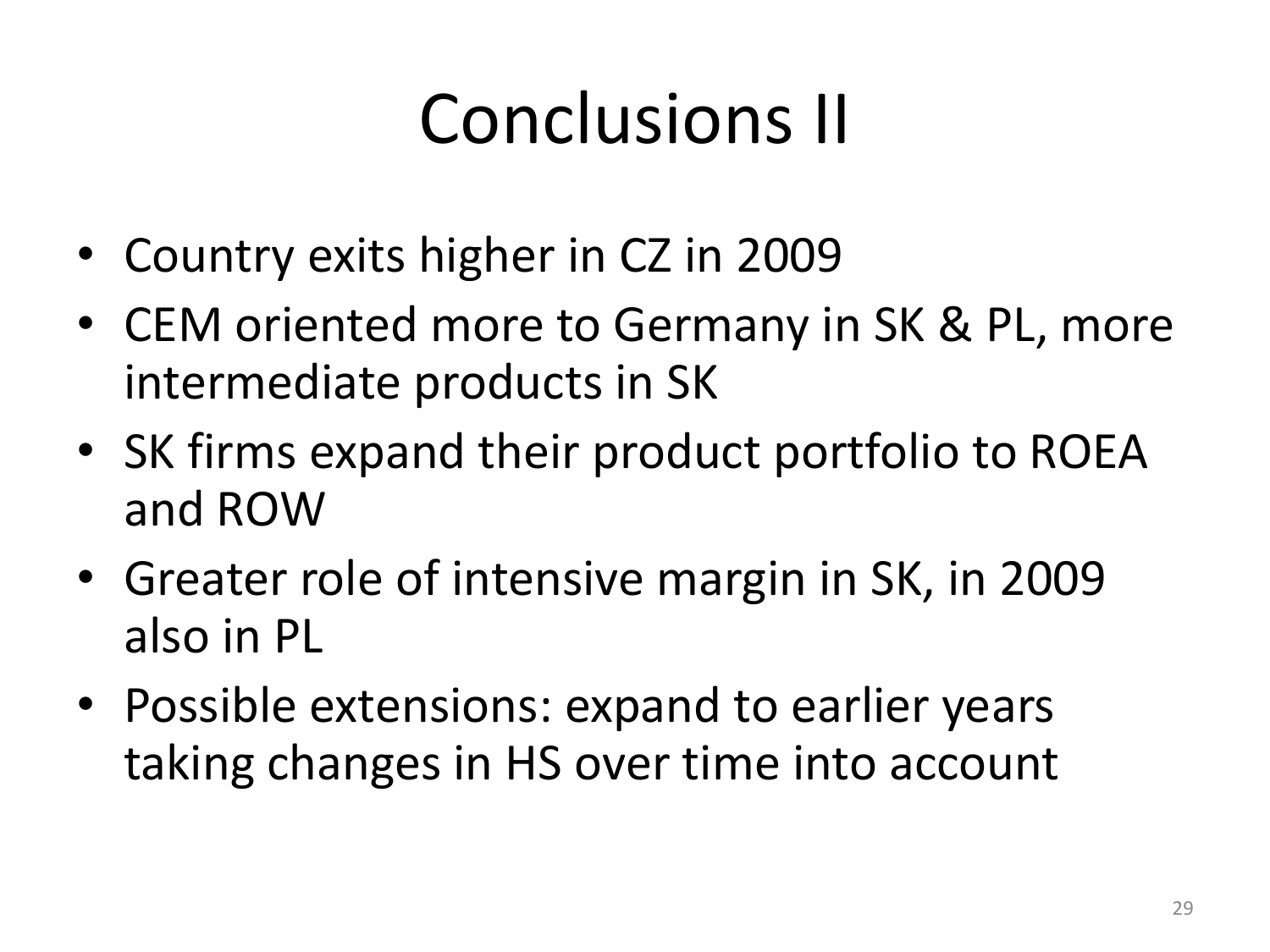# Conclusions II

- Country exits higher in CZ in 2009
- CEM oriented more to Germany in SK & PL, more intermediate products in SK
- SK firms expand their product portfolio to ROEA and ROW
- Greater role of intensive margin in SK, in 2009 also in PL
- Possible extensions: expand to earlier years taking changes in HS over time into account